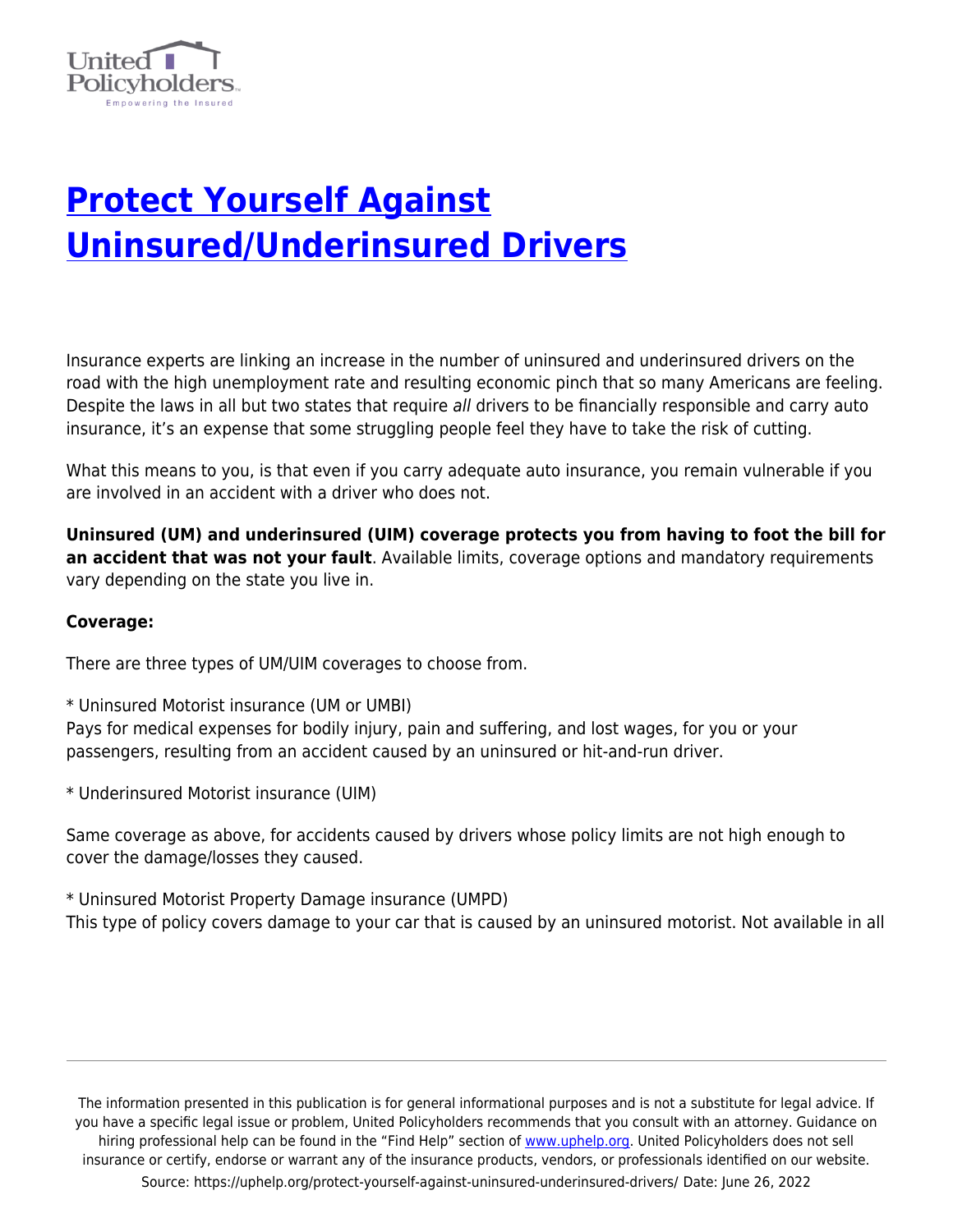# Protect Yourself Against Uninsured/Underinsured Drivers

Insurance experts are linking an increase in the number of uninsured and underinsured drivers on the road with the high unemployment rate and resulting economic pinch that so many Americans are feeling. Despite the laws in all but two states that require *all* drivers to be financially responsible and carry auto insurance, it's an expense that some struggling people feel they have to take the risk of cutting.

What this means to you, is that even if you carry adequate auto insurance, you remain vulnerable if you are involved in an accident with a driver who does not.

**Uninsured (UM) and underinsured (UIM) coverage protects you from having to foot the bill for an accident that was not your fault**. Available limits, coverage options and mandatory requirements vary depending on the state you live in.

**Coverage:**

There are three types of UM/UIM coverages to choose from.

* Uninsured Motorist insurance (UM or UMBI)
Pays for medical expenses for bodily injury, pain and suffering, and lost wages, for you or your passengers, resulting from an accident caused by an uninsured or hit-and-run driver.

* Underinsured Motorist insurance (UIM)

Same coverage as above, for accidents caused by drivers whose policy limits are not high enough to cover the damage/losses they caused.

* Uninsured Motorist Property Damage insurance (UMPD)
This type of policy covers damage to your car that is caused by an uninsured motorist. Not available in all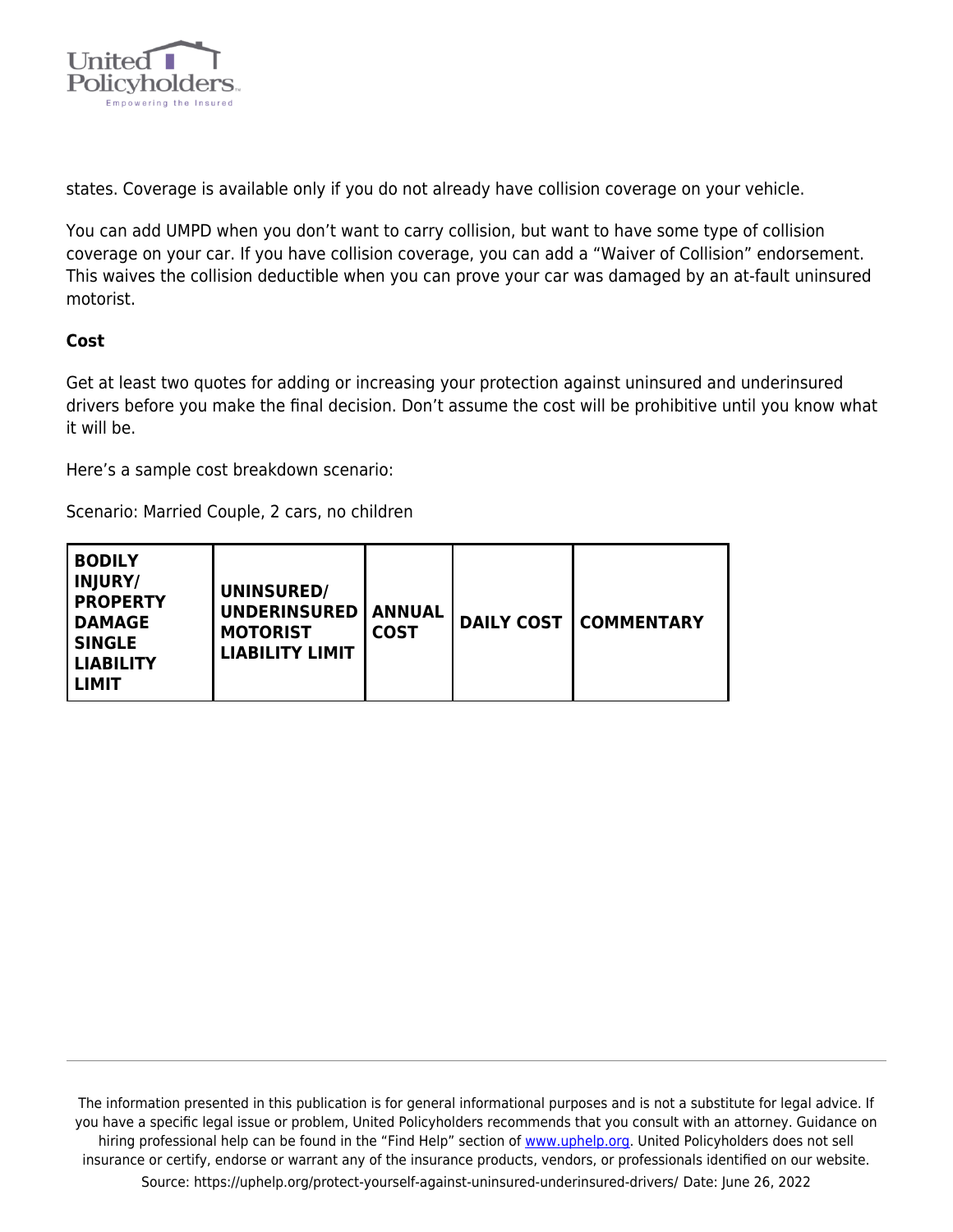states. Coverage is available only if you do not already have collision coverage on your vehicle.

You can add UMPD when you don't want to carry collision, but want to have some type of collision coverage on your car. If you have collision coverage, you can add a "Waiver of Collision" endorsement. This waives the collision deductible when you can prove your car was damaged by an at-fault uninsured motorist.

**Cost**

Get at least two quotes for adding or increasing your protection against uninsured and underinsured drivers before you make the final decision. Don't assume the cost will be prohibitive until you know what it will be.

Here's a sample cost breakdown scenario:

Scenario: Married Couple, 2 cars, no children

| BODILY INJURY/ PROPERTY DAMAGE SINGLE LIABILITY LIMIT | UNINSURED/ UNDERINSURED MOTORIST LIABILITY LIMIT | ANNUAL COST | DAILY COST | COMMENTARY |
|---|---|---|---|---|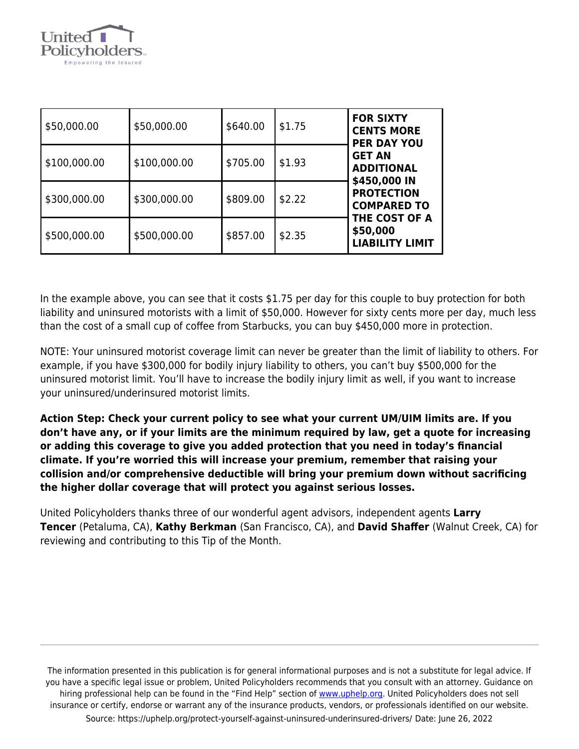| $50,000.00 | $50,000.00 | $640.00 | $1.75 | **FOR SIXTY CENTS MORE PER DAY YOU GET AN ADDITIONAL $450,000 IN PROTECTION COMPARED TO THE COST OF A $50,000 LIABILITY LIMIT** |
|---|---|---|---|---|
| $100,000.00 | $100,000.00 | $705.00 | $1.93 | |
| $300,000.00 | $300,000.00 | $809.00 | $2.22 | |
| $500,000.00 | $500,000.00 | $857.00 | $2.35 | |

In the example above, you can see that it costs $1.75 per day for this couple to buy protection for both liability and uninsured motorists with a limit of $50,000. However for sixty cents more per day, much less than the cost of a small cup of coffee from Starbucks, you can buy $450,000 more in protection.

NOTE: Your uninsured motorist coverage limit can never be greater than the limit of liability to others. For example, if you have $300,000 for bodily injury liability to others, you can't buy $500,000 for the uninsured motorist limit. You'll have to increase the bodily injury limit as well, if you want to increase your uninsured/underinsured motorist limits.

**Action Step: Check your current policy to see what your current UM/UIM limits are. If you don't have any, or if your limits are the minimum required by law, get a quote for increasing or adding this coverage to give you added protection that you need in today's financial climate. If you're worried this will increase your premium, remember that raising your collision and/or comprehensive deductible will bring your premium down without sacrificing the higher dollar coverage that will protect you against serious losses.**

United Policyholders thanks three of our wonderful agent advisors, independent agents **Larry Tencer** (Petaluma, CA), **Kathy Berkman** (San Francisco, CA), and **David Shaffer** (Walnut Creek, CA) for reviewing and contributing to this Tip of the Month.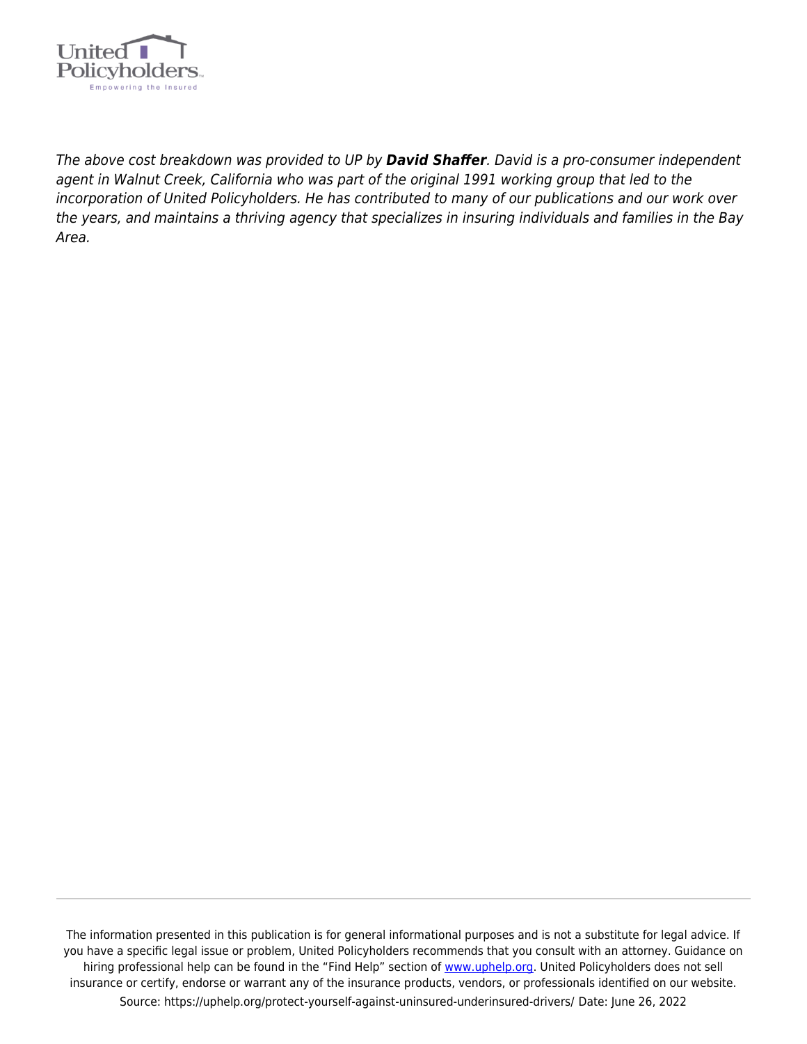*The above cost breakdown was provided to UP by* ***David Shaffer****. David is a pro-consumer independent agent in Walnut Creek, California who was part of the original 1991 working group that led to the incorporation of United Policyholders. He has contributed to many of our publications and our work over the years, and maintains a thriving agency that specializes in insuring individuals and families in the Bay Area.*

---

The information presented in this publication is for general informational purposes and is not a substitute for legal advice. If you have a specific legal issue or problem, United Policyholders recommends that you consult with an attorney. Guidance on hiring professional help can be found in the "Find Help" section of [www.uphelp.org](http://www.uphelp.org). United Policyholders does not sell insurance or certify, endorse or warrant any of the insurance products, vendors, or professionals identified on our website.

Source: https://uphelp.org/protect-yourself-against-uninsured-underinsured-drivers/ Date: June 26, 2022